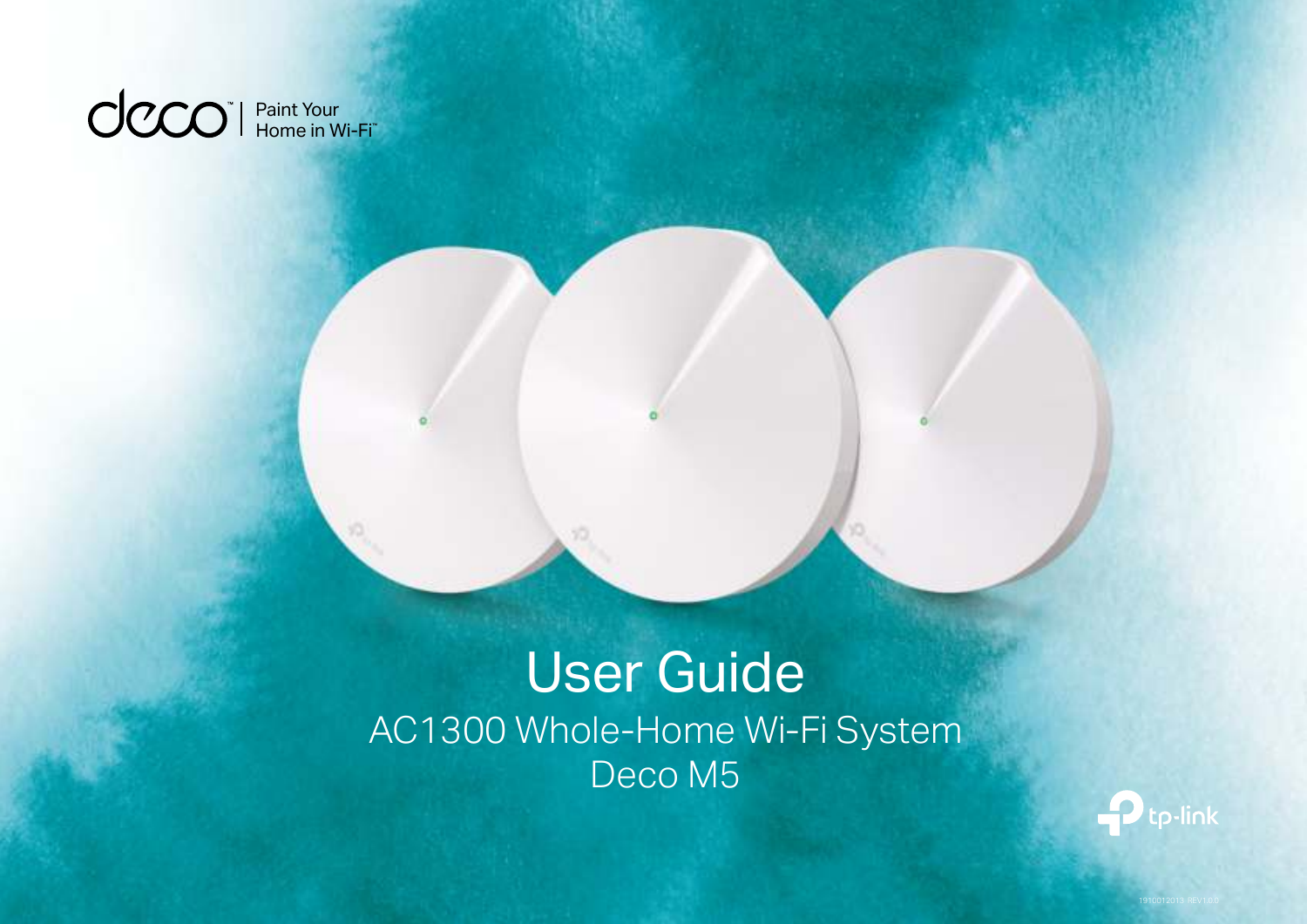deco™ | Paint Your Home in Wi-Fi™

# User Guide

## AC1300 Whole-Home Wi-Fi System
## Deco M5

tp-link

1910012013 REV1.0.0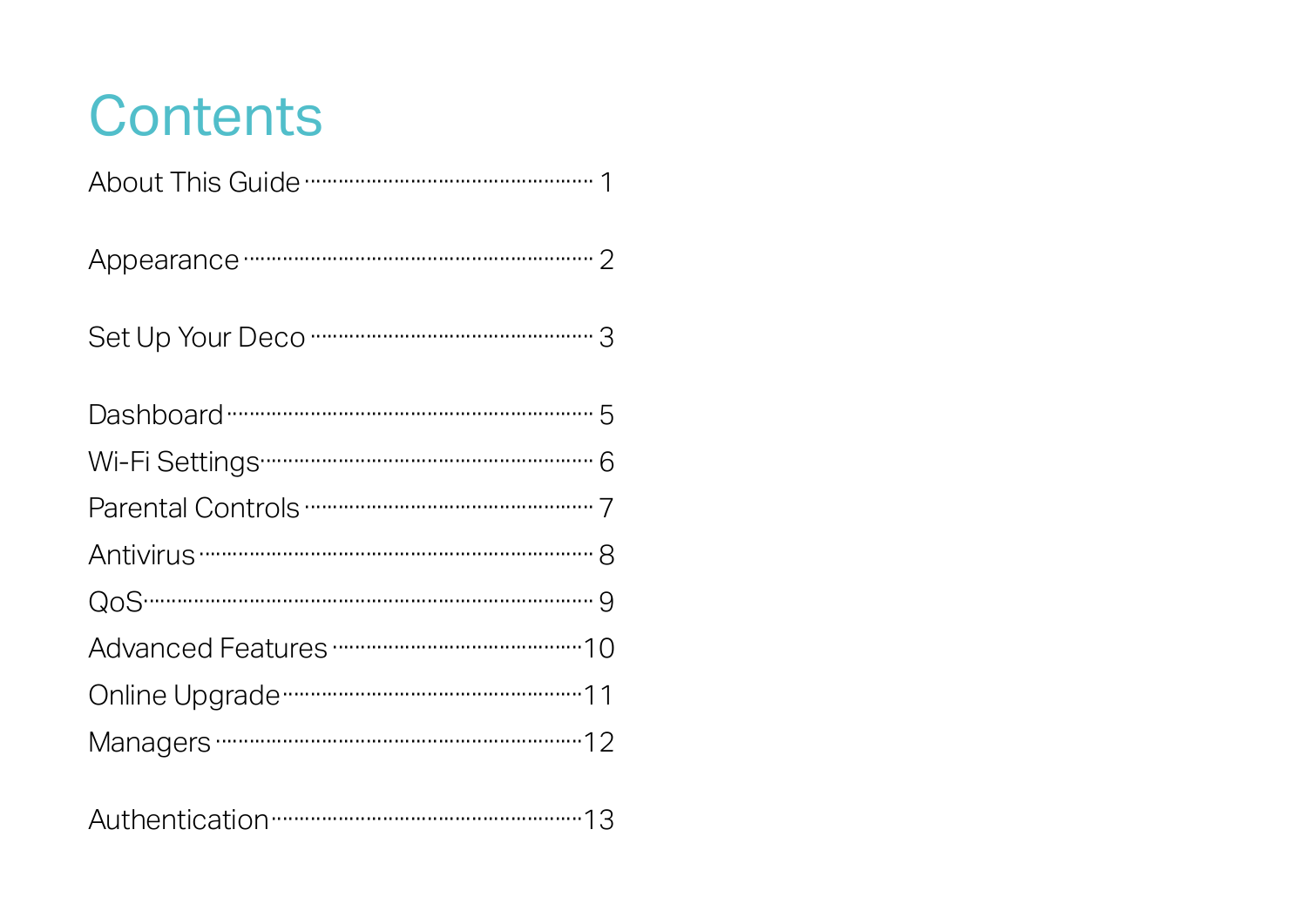# Contents

About This Guide ........................................ 1

Appearance ........................................ 2

Set Up Your Deco ........................................ 3

Dashboard ........................................ 5
Wi-Fi Settings ........................................ 6
Parental Controls ........................................ 7
Antivirus ........................................ 8
QoS ........................................ 9
Advanced Features ........................................ 10
Online Upgrade ........................................ 11
Managers ........................................ 12

Authentication ........................................ 13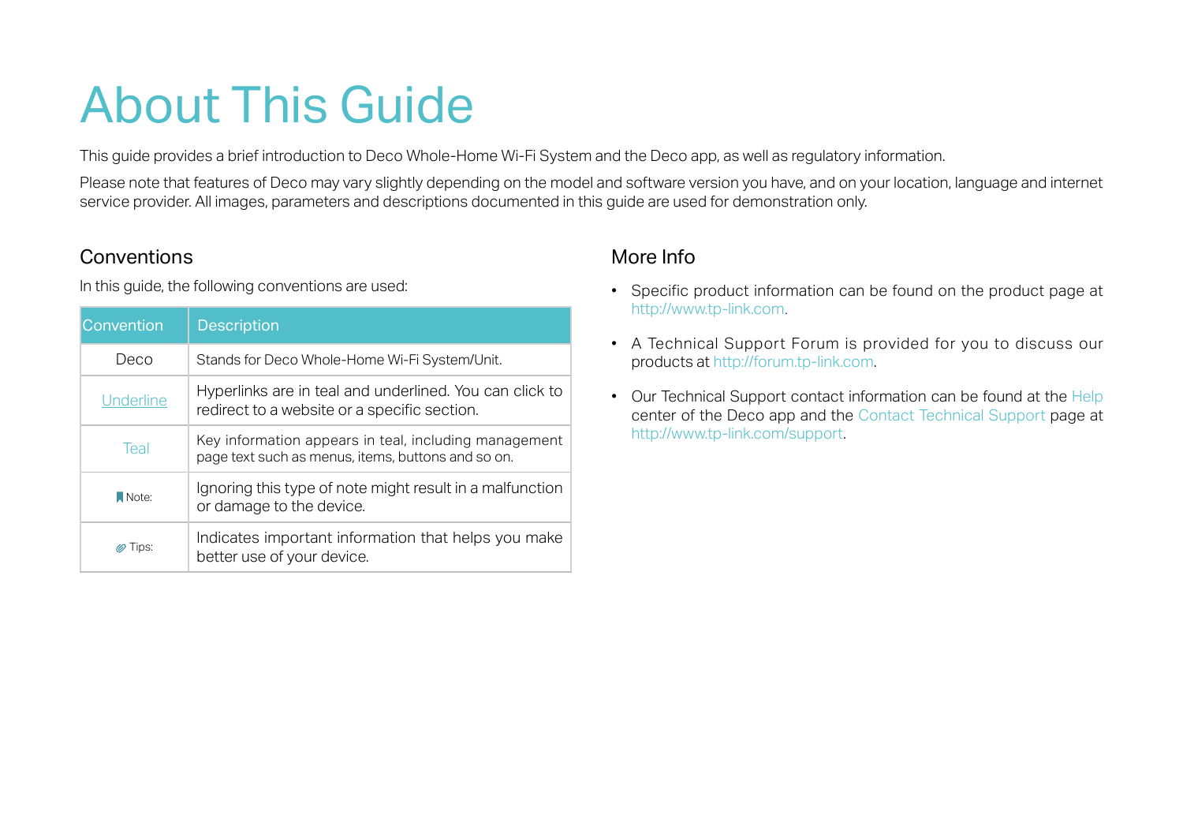# About This Guide

This guide provides a brief introduction to Deco Whole-Home Wi-Fi System and the Deco app, as well as regulatory information.

Please note that features of Deco may vary slightly depending on the model and software version you have, and on your location, language and internet service provider. All images, parameters and descriptions documented in this guide are used for demonstration only.

## Conventions

In this guide, the following conventions are used:

| Convention | Description |
| --- | --- |
| Deco | Stands for Deco Whole-Home Wi-Fi System/Unit. |
| Underline | Hyperlinks are in teal and underlined. You can click to redirect to a website or a specific section. |
| Teal | Key information appears in teal, including management page text such as menus, items, buttons and so on. |
| Note: | Ignoring this type of note might result in a malfunction or damage to the device. |
| Tips: | Indicates important information that helps you make better use of your device. |

## More Info

- Specific product information can be found on the product page at http://www.tp-link.com.
- A Technical Support Forum is provided for you to discuss our products at http://forum.tp-link.com.
- Our Technical Support contact information can be found at the Help center of the Deco app and the Contact Technical Support page at http://www.tp-link.com/support.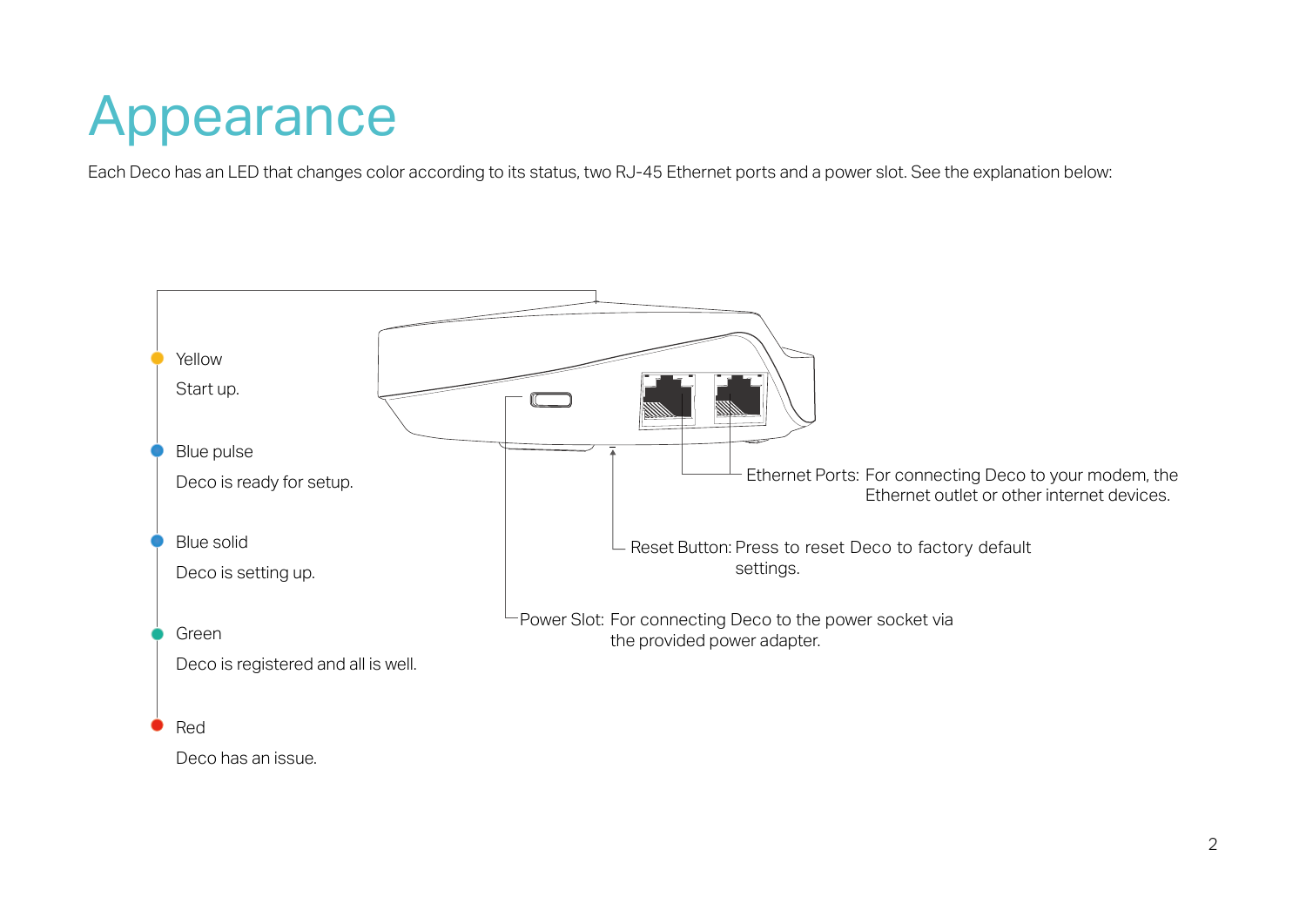# Appearance

Each Deco has an LED that changes color according to its status, two RJ-45 Ethernet ports and a power slot. See the explanation below:

Yellow
Start up.

Blue pulse
Deco is ready for setup.

Blue solid
Deco is setting up.

Green
Deco is registered and all is well.

Red
Deco has an issue.

Ethernet Ports: For connecting Deco to your modem, the Ethernet outlet or other internet devices.

Reset Button: Press to reset Deco to factory default settings.

Power Slot: For connecting Deco to the power socket via the provided power adapter.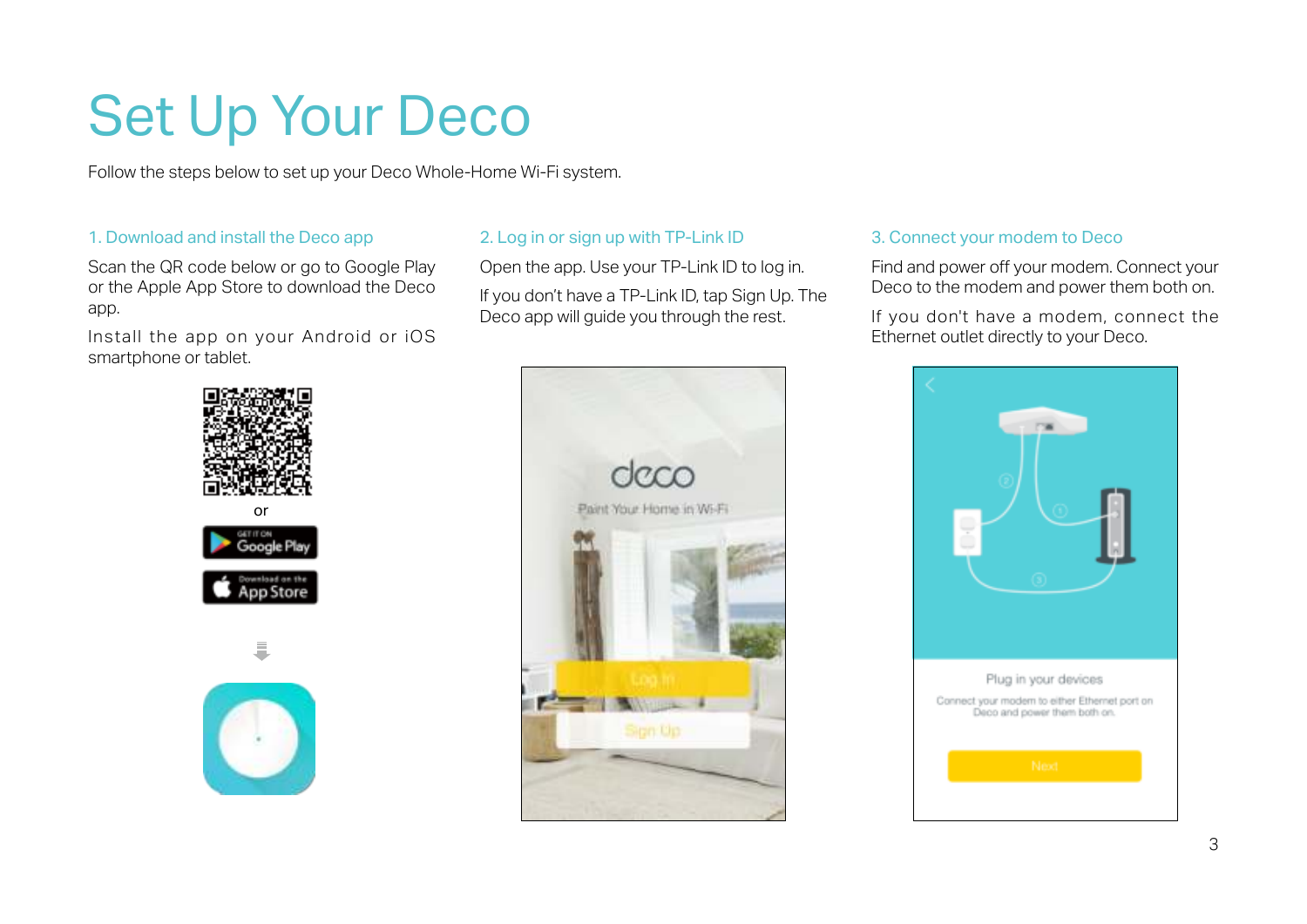# Set Up Your Deco

Follow the steps below to set up your Deco Whole-Home Wi-Fi system.

### 1. Download and install the Deco app

Scan the QR code below or go to Google Play or the Apple App Store to download the Deco app.

Install the app on your Android or iOS smartphone or tablet.

or

### 2. Log in or sign up with TP-Link ID

Open the app. Use your TP-Link ID to log in.

If you don't have a TP-Link ID, tap Sign Up. The Deco app will guide you through the rest.

### 3. Connect your modem to Deco

Find and power off your modem. Connect your Deco to the modem and power them both on.

If you don't have a modem, connect the Ethernet outlet directly to your Deco.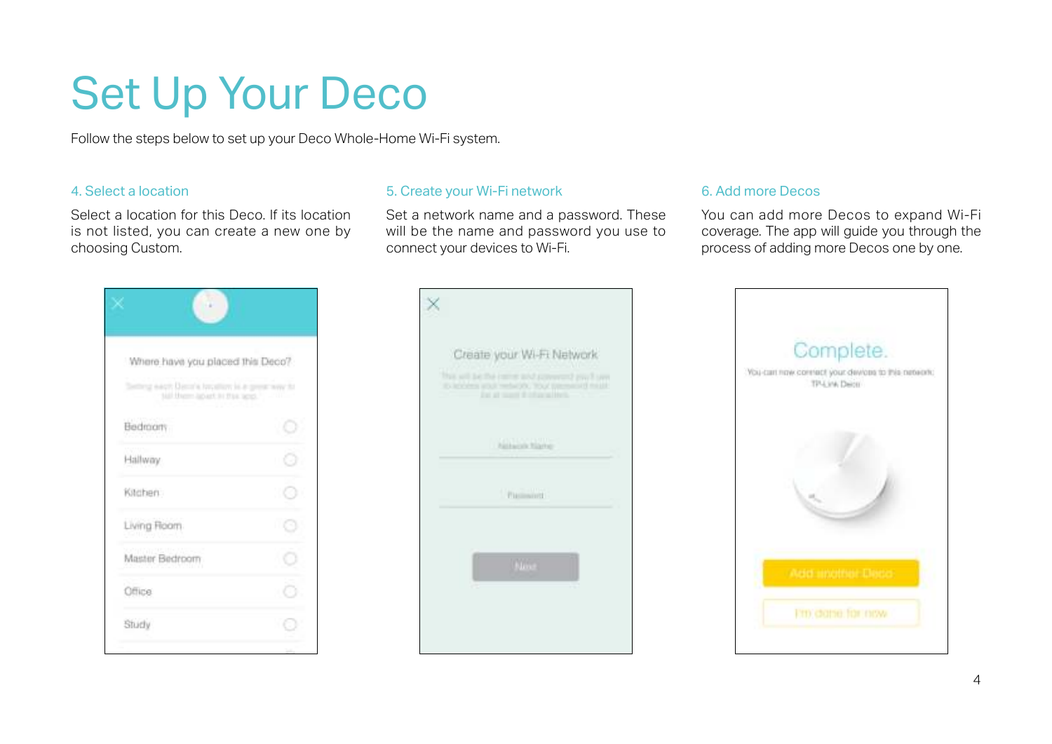# Set Up Your Deco

Follow the steps below to set up your Deco Whole-Home Wi-Fi system.

### 4. Select a location

Select a location for this Deco. If its location is not listed, you can create a new one by choosing Custom.

### 5. Create your Wi-Fi network

Set a network name and a password. These will be the name and password you use to connect your devices to Wi-Fi.

### 6. Add more Decos

You can add more Decos to expand Wi-Fi coverage. The app will guide you through the process of adding more Decos one by one.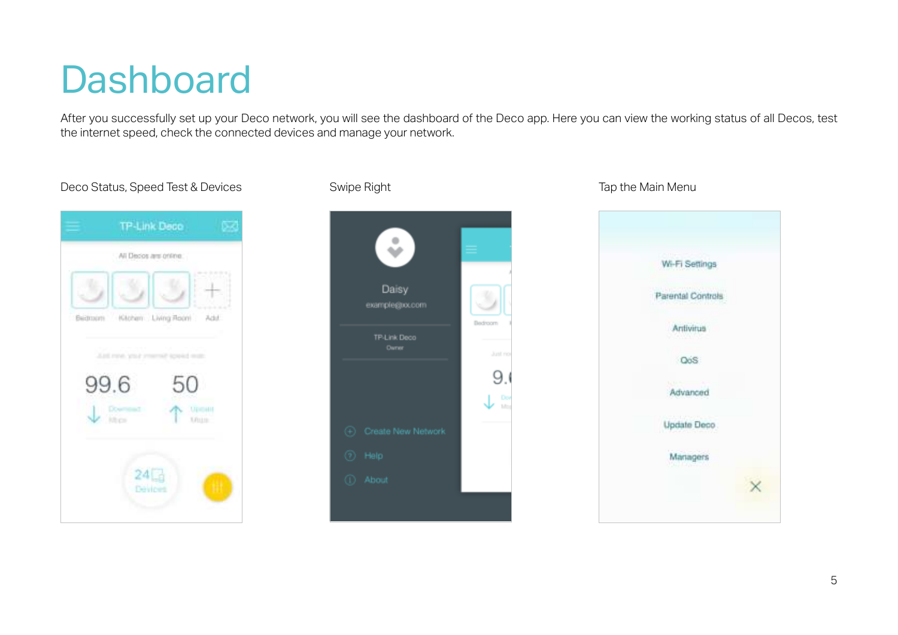# Dashboard

After you successfully set up your Deco network, you will see the dashboard of the Deco app. Here you can view the working status of all Decos, test the internet speed, check the connected devices and manage your network.

Deco Status, Speed Test & Devices

Swipe Right

Tap the Main Menu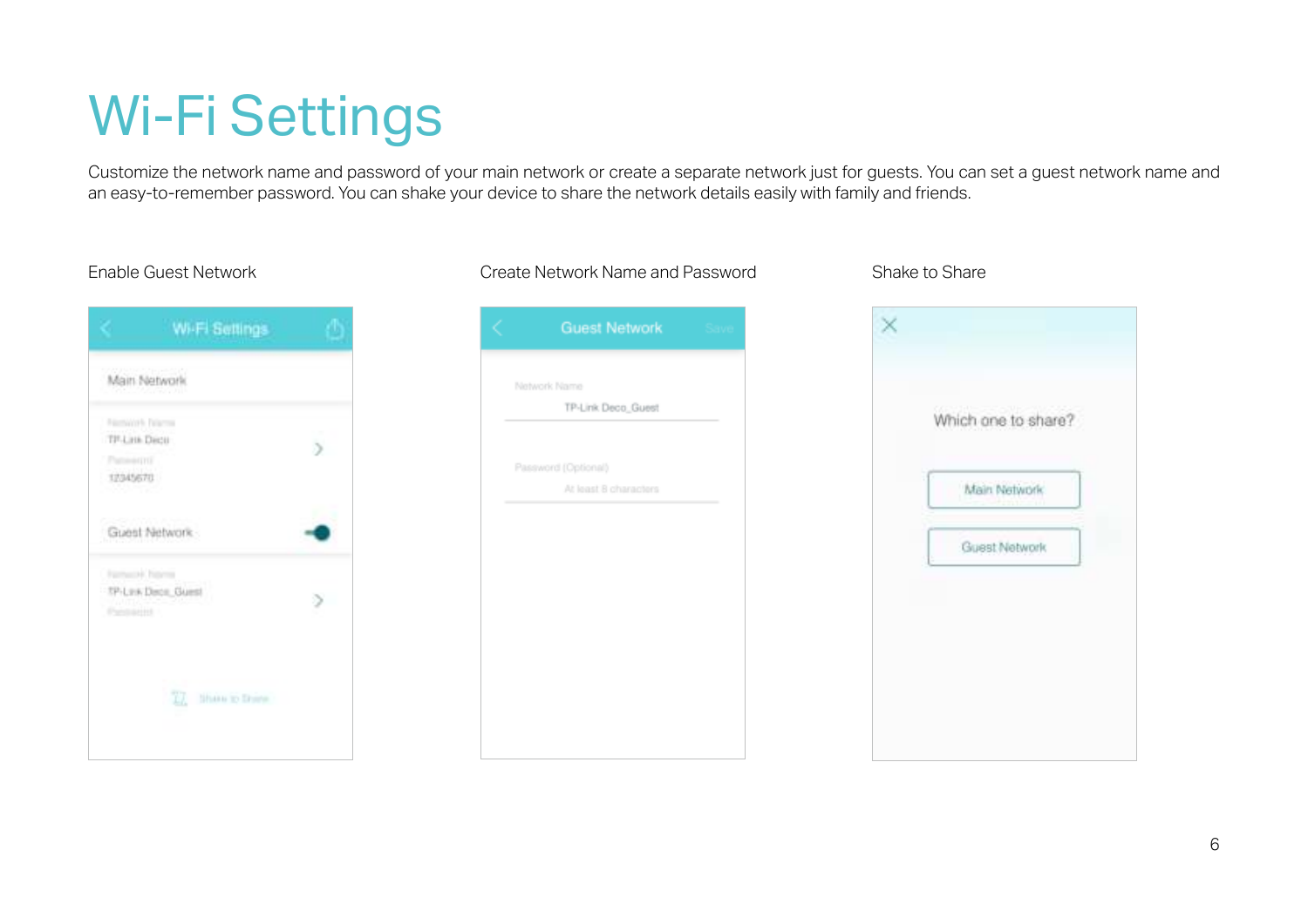# Wi-Fi Settings

Customize the network name and password of your main network or create a separate network just for guests. You can set a guest network name and an easy-to-remember password. You can shake your device to share the network details easily with family and friends.

Enable Guest Network

Create Network Name and Password

Shake to Share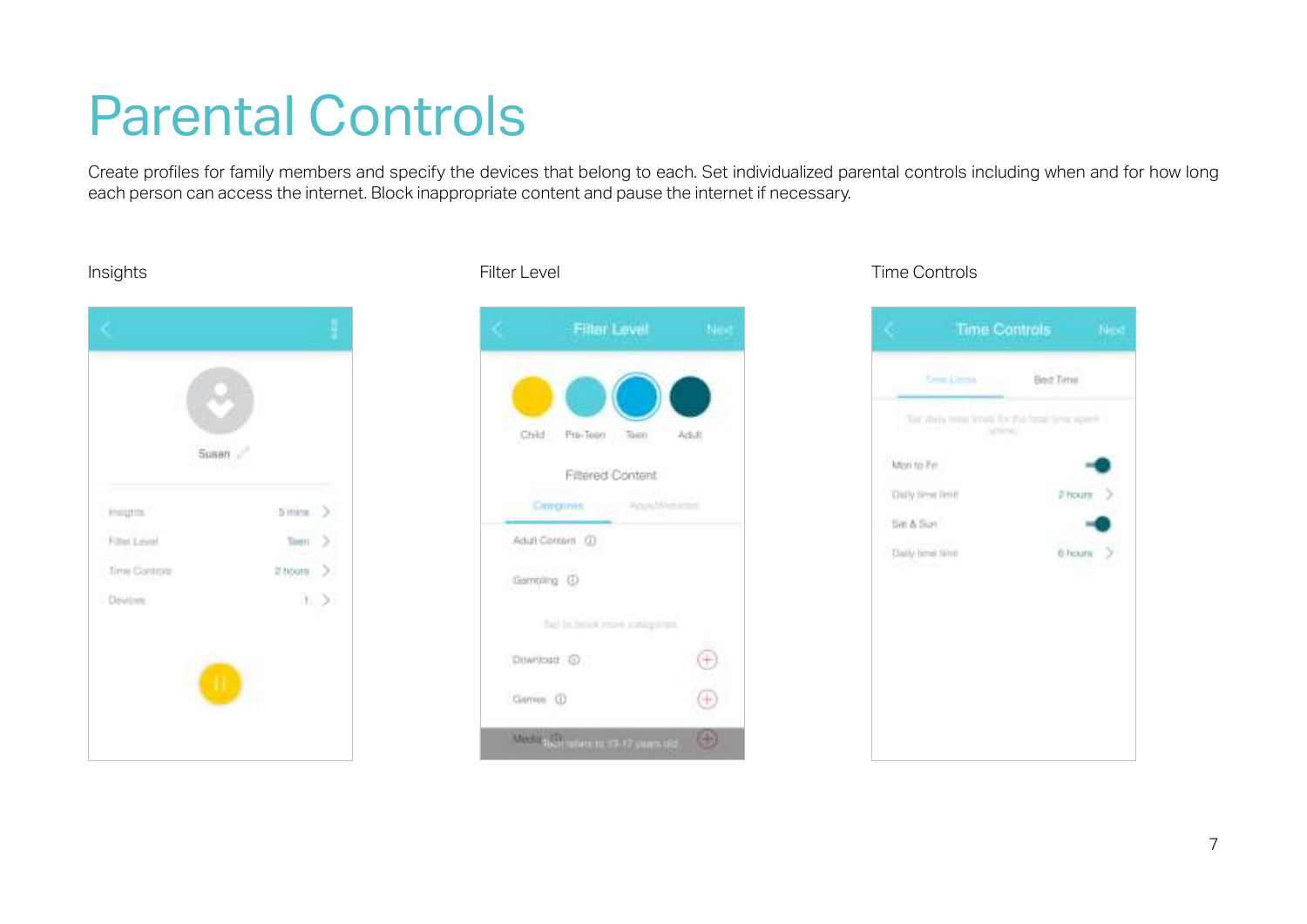# Parental Controls

Create profiles for family members and specify the devices that belong to each. Set individualized parental controls including when and for how long each person can access the internet. Block inappropriate content and pause the internet if necessary.

Insights

Filter Level

Time Controls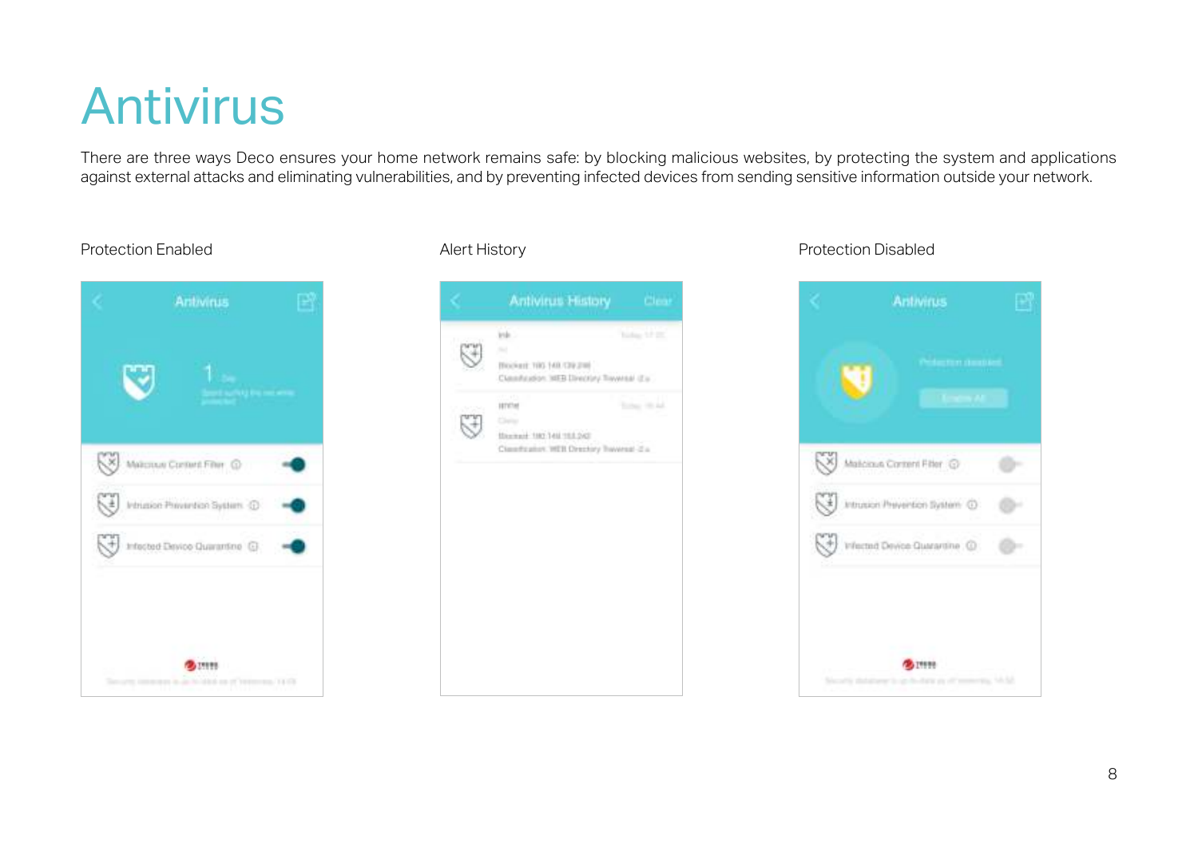# Antivirus

There are three ways Deco ensures your home network remains safe: by blocking malicious websites, by protecting the system and applications against external attacks and eliminating vulnerabilities, and by preventing infected devices from sending sensitive information outside your network.

Protection Enabled

Alert History

Protection Disabled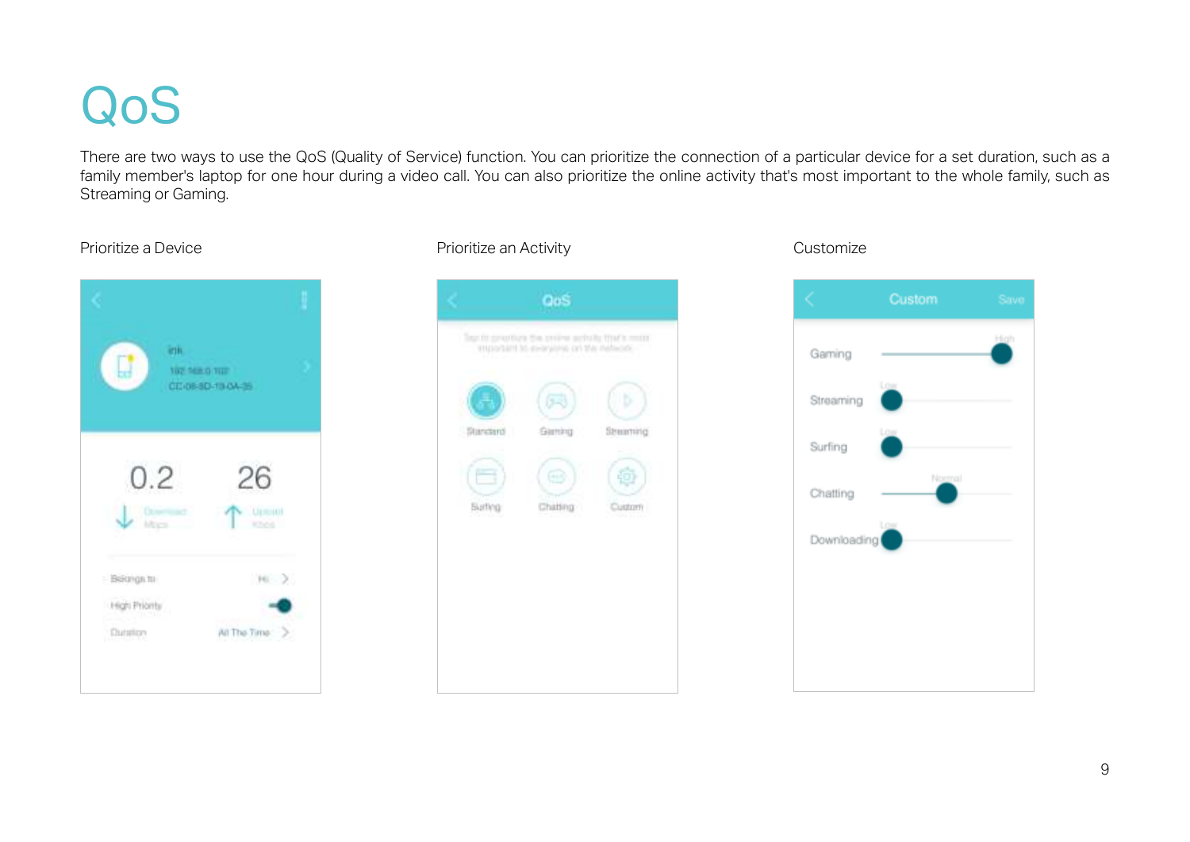# QoS

There are two ways to use the QoS (Quality of Service) function. You can prioritize the connection of a particular device for a set duration, such as a family member's laptop for one hour during a video call. You can also prioritize the online activity that's most important to the whole family, such as Streaming or Gaming.

Prioritize a Device

Prioritize an Activity

Customize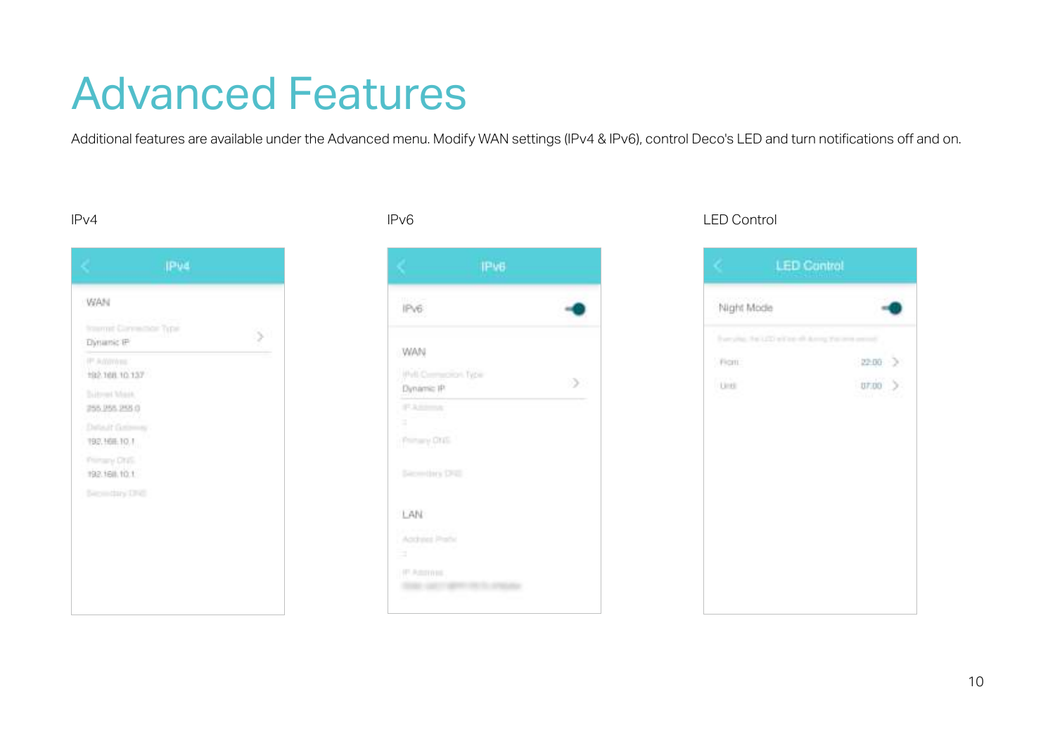# Advanced Features

Additional features are available under the Advanced menu. Modify WAN settings (IPv4 & IPv6), control Deco's LED and turn notifications off and on.

IPv4

IPv4

WAN

Internet Connection Type

Dynamic IP

IP Address

192.168.10.137

Subnet Mask

255.255.255.0

Default Gateway

192.168.10.1

Primary DNS

192.168.10.1

Secondary DNS

IPv6

IPv6

IPv6

WAN

IPv6 Connection Type

Dynamic IP

IP Address

Primary DNS

Secondary DNS

LAN

Address Prefix

IP Address

LED Control

LED Control

Night Mode

From 22:00

Until 07:00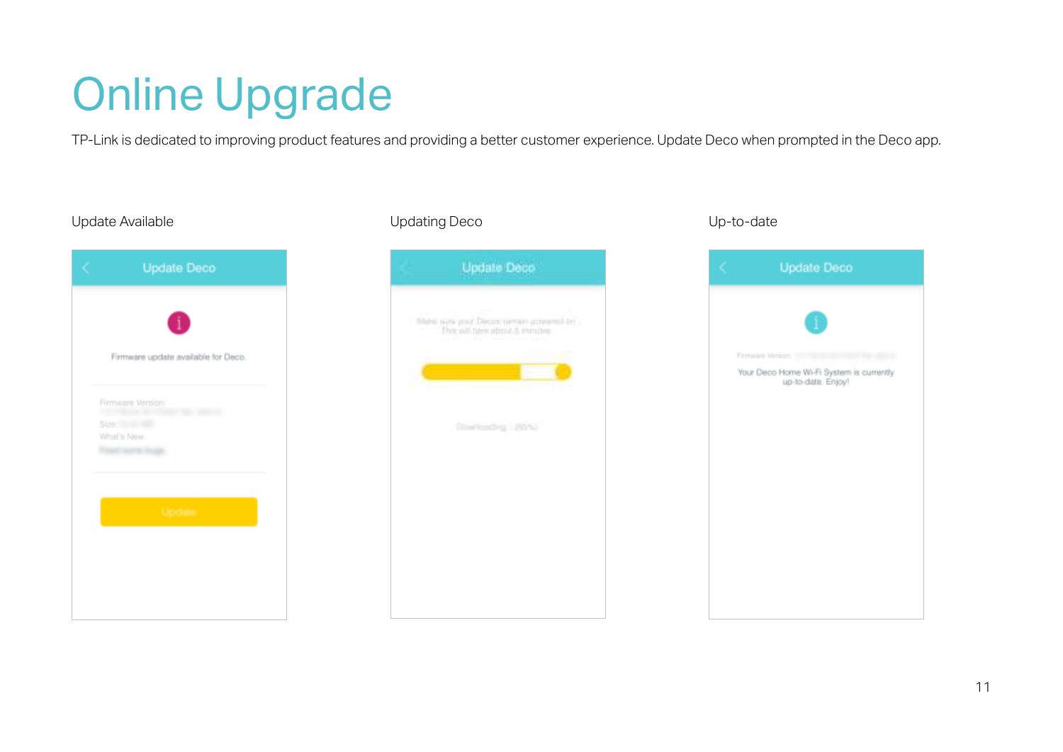# Online Upgrade

TP-Link is dedicated to improving product features and providing a better customer experience. Update Deco when prompted in the Deco app.

Update Available

Update Deco

Firmware update available for Deco.

Update

Updating Deco

Update Deco

Up-to-date

Update Deco

Your Deco Home Wi-Fi System is currently up-to-date. Enjoy!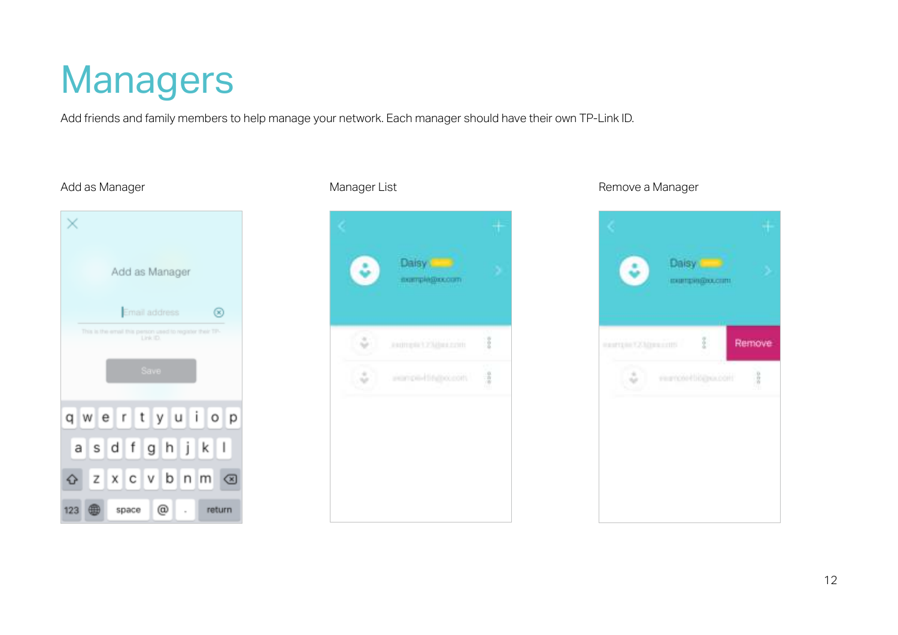# Managers

Add friends and family members to help manage your network. Each manager should have their own TP-Link ID.

Add as Manager

Manager List

Remove a Manager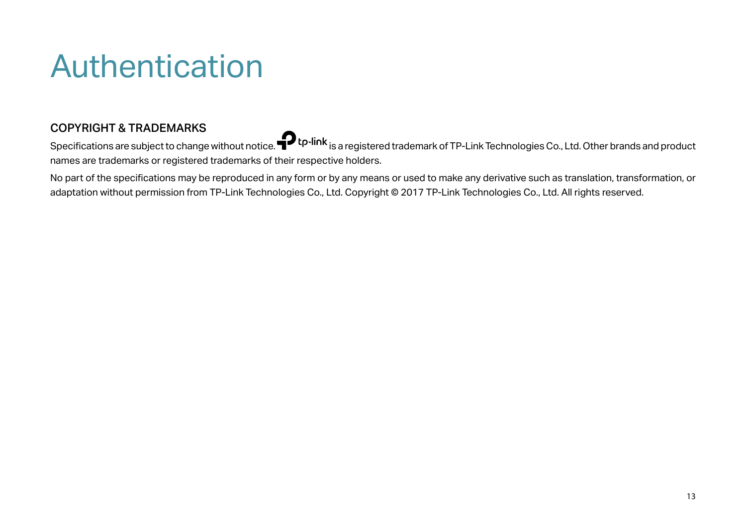# Authentication

### COPYRIGHT & TRADEMARKS

Specifications are subject to change without notice. tp-link is a registered trademark of TP-Link Technologies Co., Ltd. Other brands and product names are trademarks or registered trademarks of their respective holders.

No part of the specifications may be reproduced in any form or by any means or used to make any derivative such as translation, transformation, or adaptation without permission from TP-Link Technologies Co., Ltd. Copyright © 2017 TP-Link Technologies Co., Ltd. All rights reserved.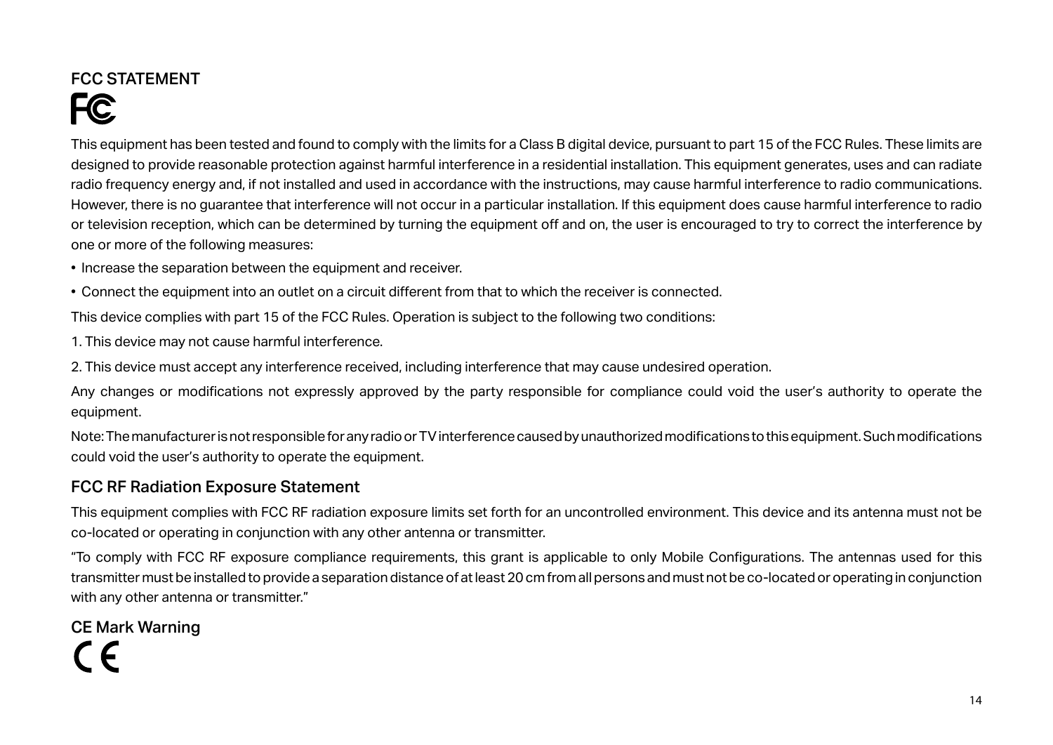## FCC STATEMENT

This equipment has been tested and found to comply with the limits for a Class B digital device, pursuant to part 15 of the FCC Rules. These limits are designed to provide reasonable protection against harmful interference in a residential installation. This equipment generates, uses and can radiate radio frequency energy and, if not installed and used in accordance with the instructions, may cause harmful interference to radio communications. However, there is no guarantee that interference will not occur in a particular installation. If this equipment does cause harmful interference to radio or television reception, which can be determined by turning the equipment off and on, the user is encouraged to try to correct the interference by one or more of the following measures:

- Increase the separation between the equipment and receiver.
- Connect the equipment into an outlet on a circuit different from that to which the receiver is connected.

This device complies with part 15 of the FCC Rules. Operation is subject to the following two conditions:

1. This device may not cause harmful interference.
2. This device must accept any interference received, including interference that may cause undesired operation.

Any changes or modifications not expressly approved by the party responsible for compliance could void the user's authority to operate the equipment.

Note: The manufacturer is not responsible for any radio or TV interference caused by unauthorized modifications to this equipment. Such modifications could void the user's authority to operate the equipment.

## FCC RF Radiation Exposure Statement

This equipment complies with FCC RF radiation exposure limits set forth for an uncontrolled environment. This device and its antenna must not be co-located or operating in conjunction with any other antenna or transmitter.

"To comply with FCC RF exposure compliance requirements, this grant is applicable to only Mobile Configurations. The antennas used for this transmitter must be installed to provide a separation distance of at least 20 cm from all persons and must not be co-located or operating in conjunction with any other antenna or transmitter."

## CE Mark Warning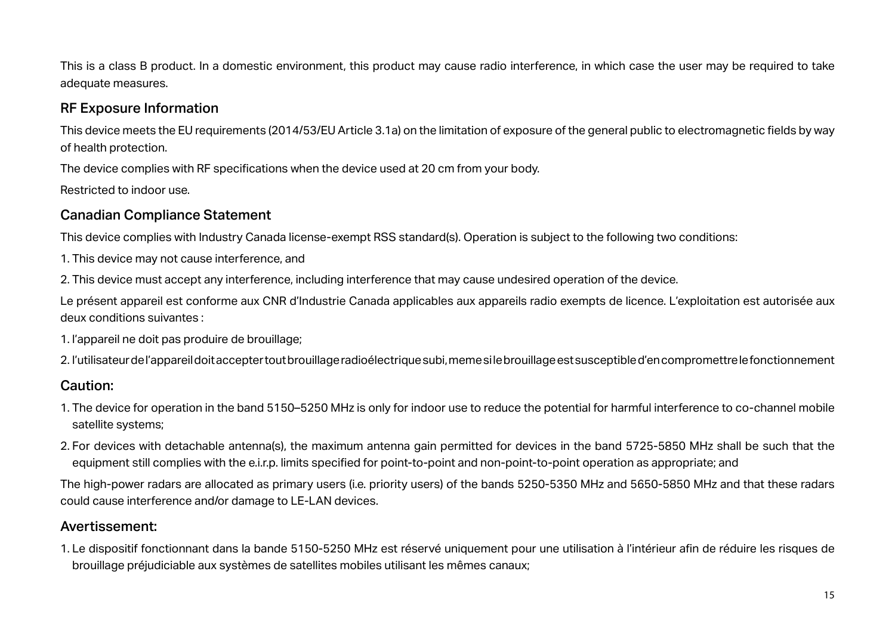This is a class B product. In a domestic environment, this product may cause radio interference, in which case the user may be required to take adequate measures.

## RF Exposure Information

This device meets the EU requirements (2014/53/EU Article 3.1a) on the limitation of exposure of the general public to electromagnetic fields by way of health protection.

The device complies with RF specifications when the device used at 20 cm from your body.

Restricted to indoor use.

## Canadian Compliance Statement

This device complies with Industry Canada license-exempt RSS standard(s). Operation is subject to the following two conditions:

1. This device may not cause interference, and
2. This device must accept any interference, including interference that may cause undesired operation of the device.

Le présent appareil est conforme aux CNR d'Industrie Canada applicables aux appareils radio exempts de licence. L'exploitation est autorisée aux deux conditions suivantes :

1. l'appareil ne doit pas produire de brouillage;
2. l'utilisateur de l'appareil doit accepter tout brouillage radioélectrique subi, meme si le brouillage est susceptible d'en compromettre le fonctionnement

## Caution:

1. The device for operation in the band 5150–5250 MHz is only for indoor use to reduce the potential for harmful interference to co-channel mobile satellite systems;
2. For devices with detachable antenna(s), the maximum antenna gain permitted for devices in the band 5725-5850 MHz shall be such that the equipment still complies with the e.i.r.p. limits specified for point-to-point and non-point-to-point operation as appropriate; and

The high-power radars are allocated as primary users (i.e. priority users) of the bands 5250-5350 MHz and 5650-5850 MHz and that these radars could cause interference and/or damage to LE-LAN devices.

## Avertissement:

1. Le dispositif fonctionnant dans la bande 5150-5250 MHz est réservé uniquement pour une utilisation à l'intérieur afin de réduire les risques de brouillage préjudiciable aux systèmes de satellites mobiles utilisant les mêmes canaux;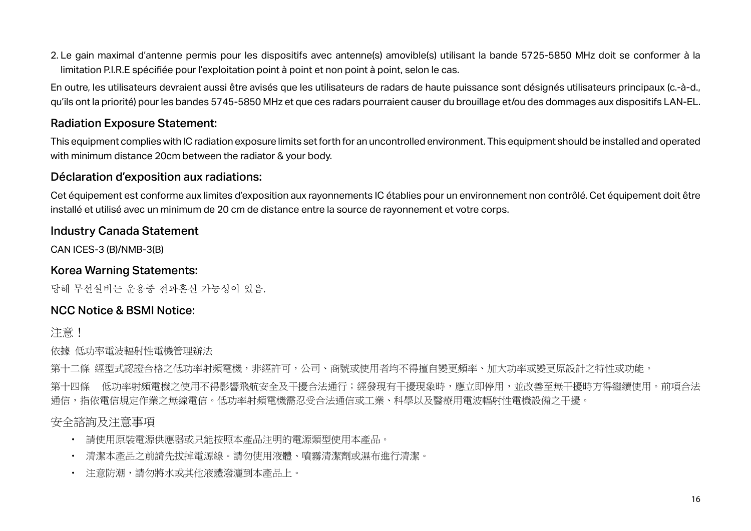2. Le gain maximal d'antenne permis pour les dispositifs avec antenne(s) amovible(s) utilisant la bande 5725-5850 MHz doit se conformer à la limitation P.I.R.E spécifiée pour l'exploitation point à point et non point à point, selon le cas.

En outre, les utilisateurs devraient aussi être avisés que les utilisateurs de radars de haute puissance sont désignés utilisateurs principaux (c.-à-d., qu'ils ont la priorité) pour les bandes 5745-5850 MHz et que ces radars pourraient causer du brouillage et/ou des dommages aux dispositifs LAN-EL.

## Radiation Exposure Statement:

This equipment complies with IC radiation exposure limits set forth for an uncontrolled environment. This equipment should be installed and operated with minimum distance 20cm between the radiator & your body.

## Déclaration d'exposition aux radiations:

Cet équipement est conforme aux limites d'exposition aux rayonnements IC établies pour un environnement non contrôlé. Cet équipement doit être installé et utilisé avec un minimum de 20 cm de distance entre la source de rayonnement et votre corps.

## Industry Canada Statement

CAN ICES-3 (B)/NMB-3(B)

## Korea Warning Statements:

당해 무선설비는 운용중 전파혼신 가능성이 있음.

## NCC Notice & BSMI Notice:

注意！

依據 低功率電波輻射性電機管理辦法

第十二條 經型式認證合格之低功率射頻電機，非經許可，公司、商號或使用者均不得擅自變更頻率、加大功率或變更原設計之特性或功能。

第十四條 低功率射頻電機之使用不得影響飛航安全及干擾合法通行；經發現有干擾現象時，應立即停用，並改善至無干擾時方得繼續使用。前項合法通信，指依電信規定作業之無線電信。低功率射頻電機需忍受合法通信或工業、科學以及醫療用電波輻射性電機設備之干擾。

安全諮詢及注意事項

- 請使用原裝電源供應器或只能按照本產品注明的電源類型使用本產品。
- 清潔本產品之前請先拔掉電源線。請勿使用液體、噴霧清潔劑或濕布進行清潔。
- 注意防潮，請勿將水或其他液體潑灑到本產品上。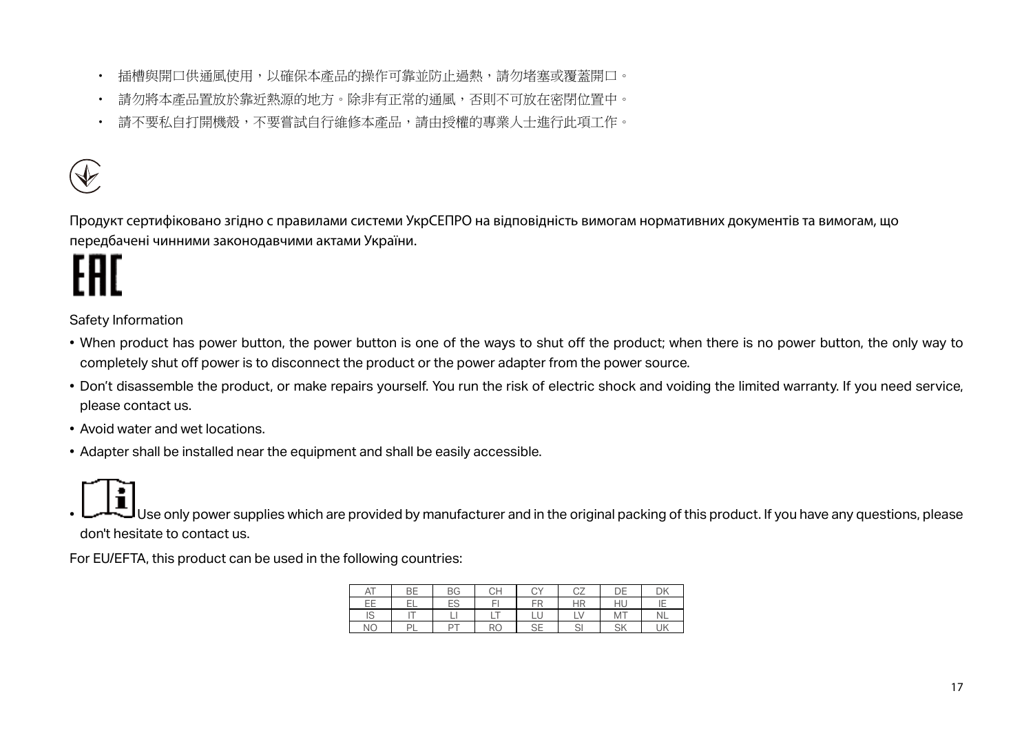- 插槽與開口供通風使用，以確保本產品的操作可靠並防止過熱，請勿堵塞或覆蓋開口。
- 請勿將本產品置放於靠近熱源的地方。除非有正常的通風，否則不可放在密閉位置中。
- 請不要私自打開機殼，不要嘗試自行維修本產品，請由授權的專業人士進行此項工作。

Продукт сертифіковано згідно с правилами системи УкрСЕПРО на відповідність вимогам нормативних документів та вимогам, що передбачені чинними законодавчими актами України.

EAC

Safety Information

- When product has power button, the power button is one of the ways to shut off the product; when there is no power button, the only way to completely shut off power is to disconnect the product or the power adapter from the power source.
- Don't disassemble the product, or make repairs yourself. You run the risk of electric shock and voiding the limited warranty. If you need service, please contact us.
- Avoid water and wet locations.
- Adapter shall be installed near the equipment and shall be easily accessible.
- Use only power supplies which are provided by manufacturer and in the original packing of this product. If you have any questions, please don't hesitate to contact us.

For EU/EFTA, this product can be used in the following countries:

| AT | BE | BG | CH | CY | CZ | DE | DK |
|---|---|---|---|---|---|---|---|
| EE | EL | ES | FI | FR | HR | HU | IE |
| IS | IT | LI | LT | LU | LV | MT | NL |
| NO | PL | PT | RO | SE | SI | SK | UK |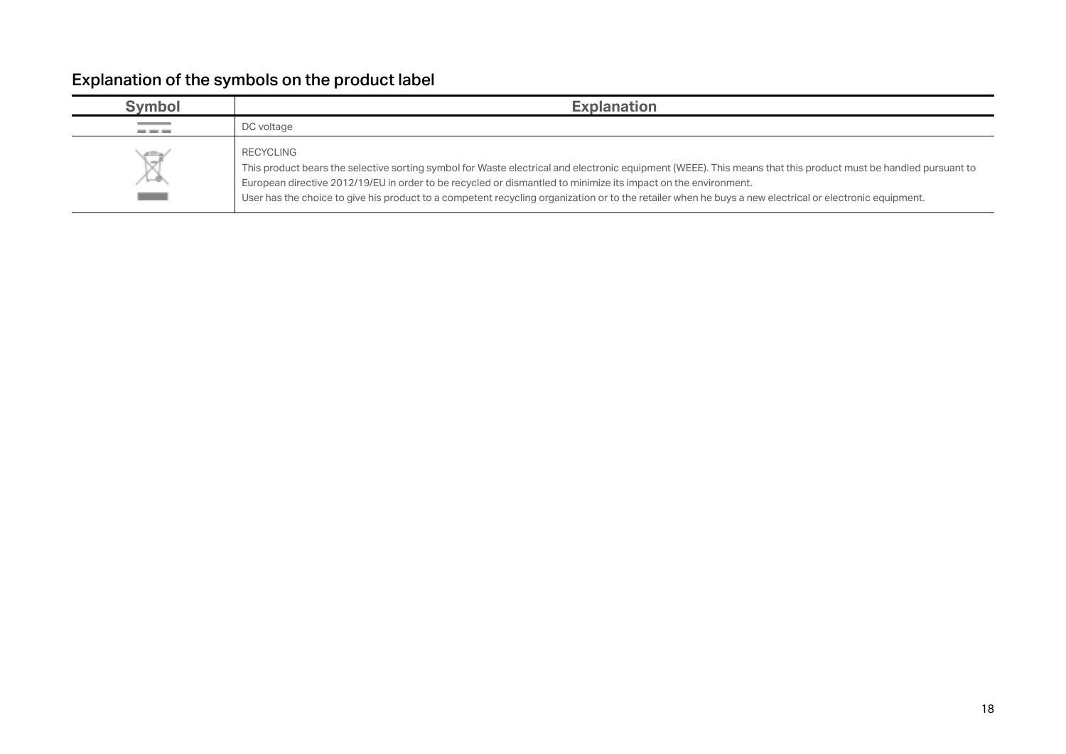## Explanation of the symbols on the product label

| Symbol | Explanation |
|---|---|
| ⎓ | DC voltage |
| | RECYCLING<br>This product bears the selective sorting symbol for Waste electrical and electronic equipment (WEEE). This means that this product must be handled pursuant to European directive 2012/19/EU in order to be recycled or dismantled to minimize its impact on the environment.<br>User has the choice to give his product to a competent recycling organization or to the retailer when he buys a new electrical or electronic equipment. |